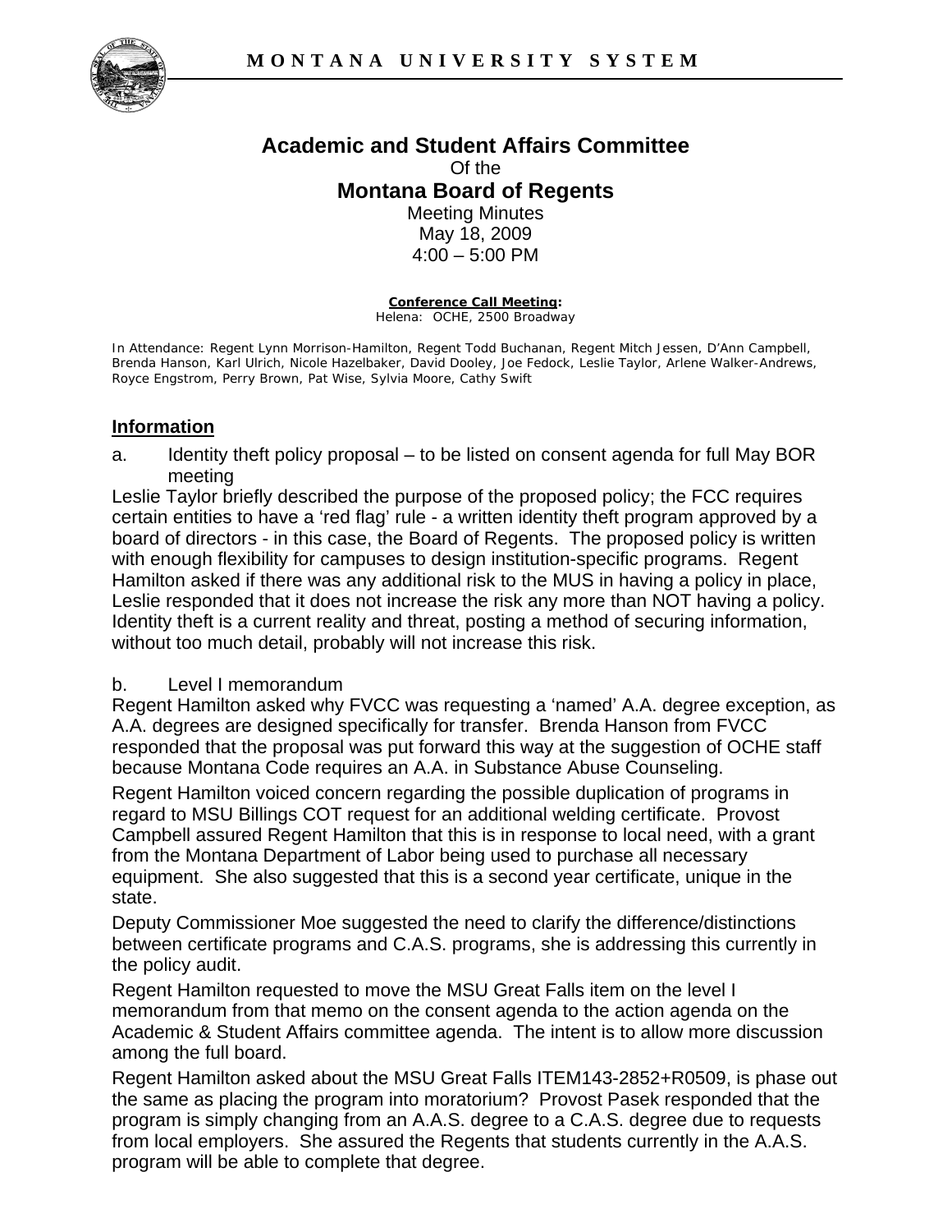# Academic and Student Affairs Committee

Of the

## Montana Board of Regents

Meeting Minutes
May 18, 2009
4:00 – 5:00 PM

**Conference Call Meeting:**
Helena: OCHE, 2500 Broadway

In Attendance: Regent Lynn Morrison-Hamilton, Regent Todd Buchanan, Regent Mitch Jessen, D'Ann Campbell, Brenda Hanson, Karl Ulrich, Nicole Hazelbaker, David Dooley, Joe Fedock, Leslie Taylor, Arlene Walker-Andrews, Royce Engstrom, Perry Brown, Pat Wise, Sylvia Moore, Cathy Swift

## Information

a. Identity theft policy proposal – to be listed on consent agenda for full May BOR meeting

Leslie Taylor briefly described the purpose of the proposed policy; the FCC requires certain entities to have a 'red flag' rule - a written identity theft program approved by a board of directors - in this case, the Board of Regents. The proposed policy is written with enough flexibility for campuses to design institution-specific programs. Regent Hamilton asked if there was any additional risk to the MUS in having a policy in place, Leslie responded that it does not increase the risk any more than NOT having a policy. Identity theft is a current reality and threat, posting a method of securing information, without too much detail, probably will not increase this risk.

b. Level I memorandum

Regent Hamilton asked why FVCC was requesting a 'named' A.A. degree exception, as A.A. degrees are designed specifically for transfer. Brenda Hanson from FVCC responded that the proposal was put forward this way at the suggestion of OCHE staff because Montana Code requires an A.A. in Substance Abuse Counseling.

Regent Hamilton voiced concern regarding the possible duplication of programs in regard to MSU Billings COT request for an additional welding certificate. Provost Campbell assured Regent Hamilton that this is in response to local need, with a grant from the Montana Department of Labor being used to purchase all necessary equipment. She also suggested that this is a second year certificate, unique in the state.

Deputy Commissioner Moe suggested the need to clarify the difference/distinctions between certificate programs and C.A.S. programs, she is addressing this currently in the policy audit.

Regent Hamilton requested to move the MSU Great Falls item on the level I memorandum from that memo on the consent agenda to the action agenda on the Academic & Student Affairs committee agenda. The intent is to allow more discussion among the full board.

Regent Hamilton asked about the MSU Great Falls ITEM143-2852+R0509, is phase out the same as placing the program into moratorium? Provost Pasek responded that the program is simply changing from an A.A.S. degree to a C.A.S. degree due to requests from local employers. She assured the Regents that students currently in the A.A.S. program will be able to complete that degree.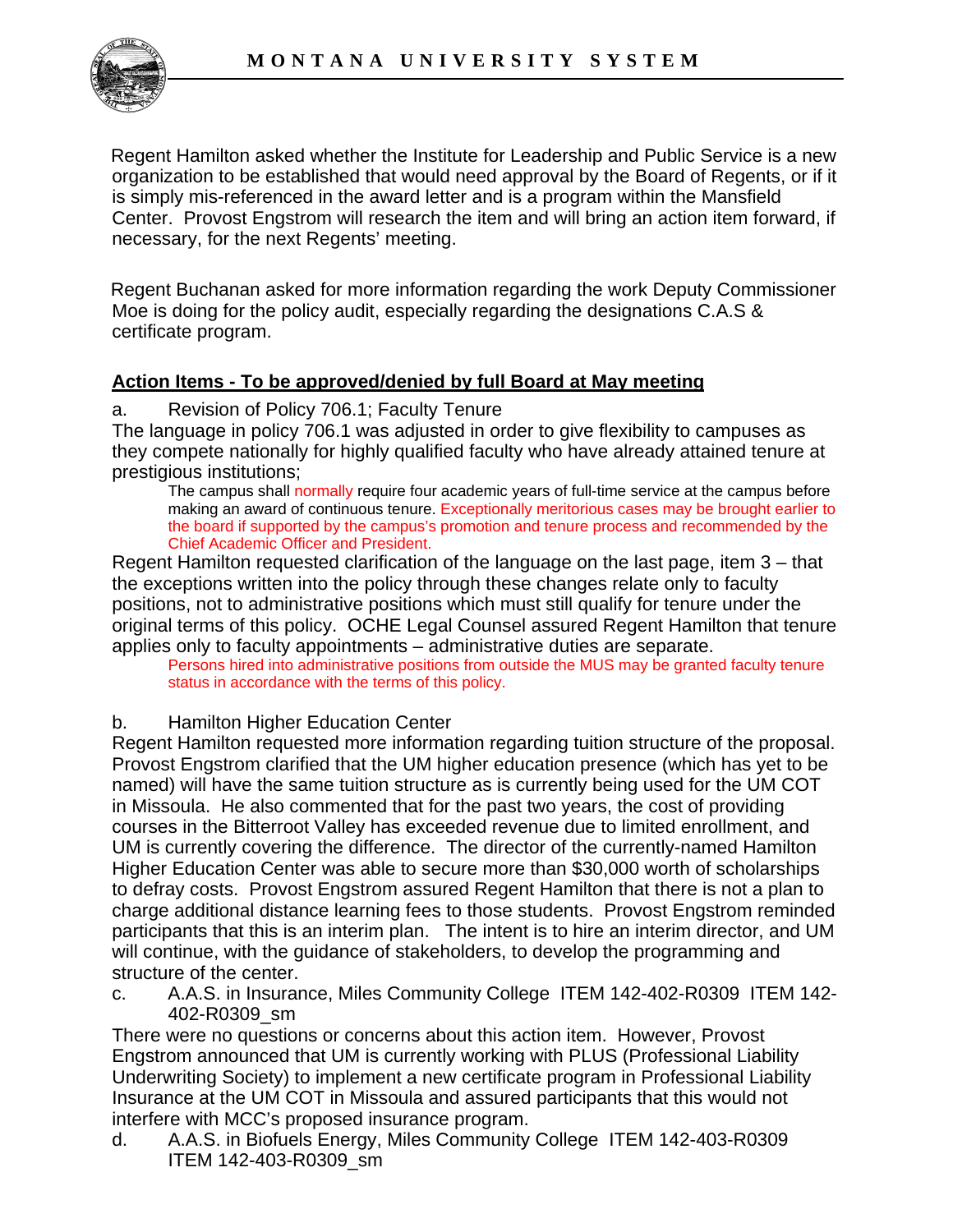Regent Hamilton asked whether the Institute for Leadership and Public Service is a new organization to be established that would need approval by the Board of Regents, or if it is simply mis-referenced in the award letter and is a program within the Mansfield Center. Provost Engstrom will research the item and will bring an action item forward, if necessary, for the next Regents' meeting.

Regent Buchanan asked for more information regarding the work Deputy Commissioner Moe is doing for the policy audit, especially regarding the designations C.A.S & certificate program.

**Action Items - To be approved/denied by full Board at May meeting**

a. Revision of Policy 706.1; Faculty Tenure

The language in policy 706.1 was adjusted in order to give flexibility to campuses as they compete nationally for highly qualified faculty who have already attained tenure at prestigious institutions;

> The campus shall normally require four academic years of full-time service at the campus before making an award of continuous tenure. Exceptionally meritorious cases may be brought earlier to the board if supported by the campus's promotion and tenure process and recommended by the Chief Academic Officer and President.

Regent Hamilton requested clarification of the language on the last page, item 3 – that the exceptions written into the policy through these changes relate only to faculty positions, not to administrative positions which must still qualify for tenure under the original terms of this policy. OCHE Legal Counsel assured Regent Hamilton that tenure applies only to faculty appointments – administrative duties are separate.

> Persons hired into administrative positions from outside the MUS may be granted faculty tenure status in accordance with the terms of this policy.

b. Hamilton Higher Education Center

Regent Hamilton requested more information regarding tuition structure of the proposal. Provost Engstrom clarified that the UM higher education presence (which has yet to be named) will have the same tuition structure as is currently being used for the UM COT in Missoula. He also commented that for the past two years, the cost of providing courses in the Bitterroot Valley has exceeded revenue due to limited enrollment, and UM is currently covering the difference. The director of the currently-named Hamilton Higher Education Center was able to secure more than $30,000 worth of scholarships to defray costs. Provost Engstrom assured Regent Hamilton that there is not a plan to charge additional distance learning fees to those students. Provost Engstrom reminded participants that this is an interim plan. The intent is to hire an interim director, and UM will continue, with the guidance of stakeholders, to develop the programming and structure of the center.

c. A.A.S. in Insurance, Miles Community College ITEM 142-402-R0309 ITEM 142-402-R0309_sm

There were no questions or concerns about this action item. However, Provost Engstrom announced that UM is currently working with PLUS (Professional Liability Underwriting Society) to implement a new certificate program in Professional Liability Insurance at the UM COT in Missoula and assured participants that this would not interfere with MCC's proposed insurance program.

d. A.A.S. in Biofuels Energy, Miles Community College ITEM 142-403-R0309 ITEM 142-403-R0309_sm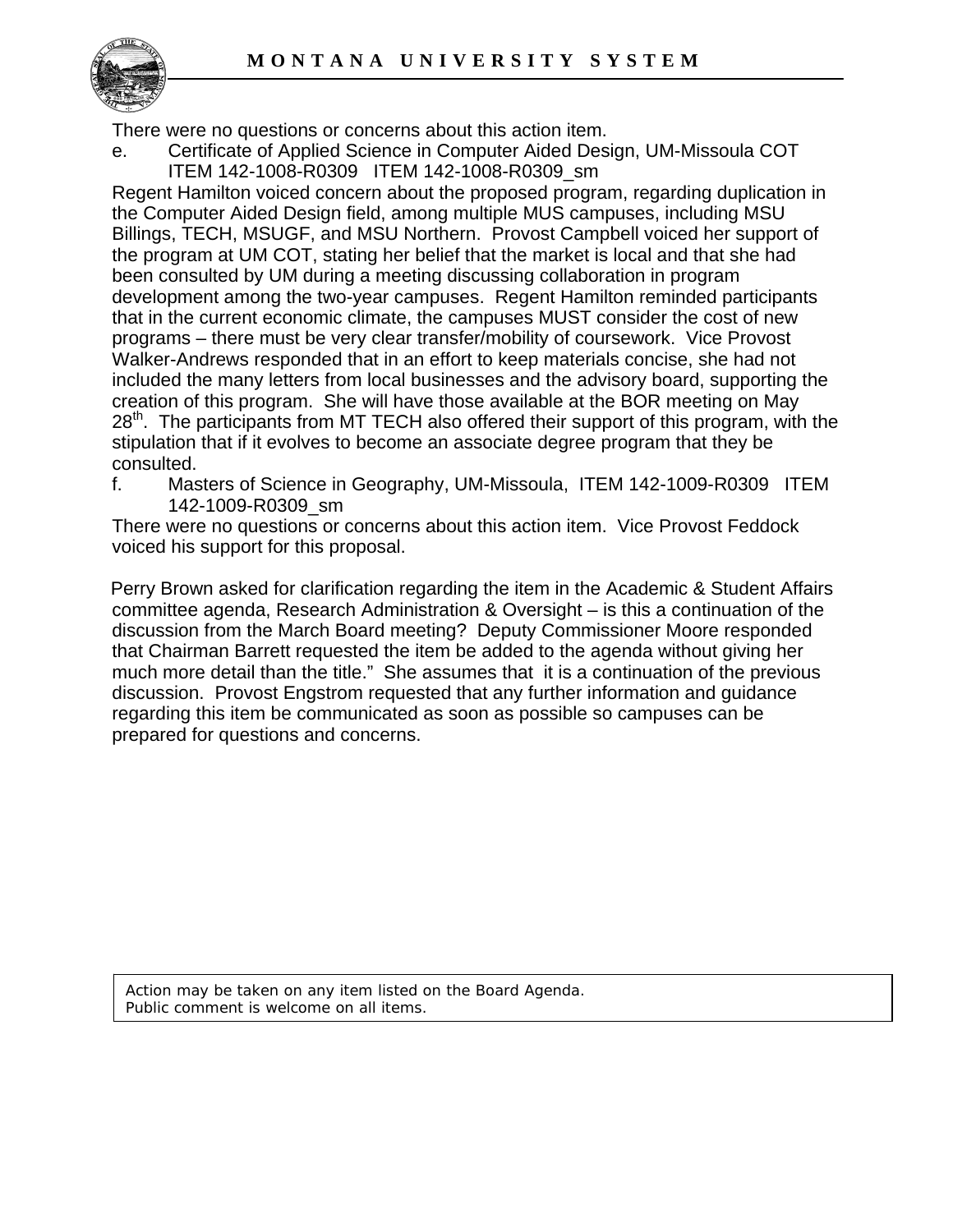There were no questions or concerns about this action item.

e. Certificate of Applied Science in Computer Aided Design, UM-Missoula COT ITEM 142-1008-R0309 ITEM 142-1008-R0309_sm

Regent Hamilton voiced concern about the proposed program, regarding duplication in the Computer Aided Design field, among multiple MUS campuses, including MSU Billings, TECH, MSUGF, and MSU Northern. Provost Campbell voiced her support of the program at UM COT, stating her belief that the market is local and that she had been consulted by UM during a meeting discussing collaboration in program development among the two-year campuses. Regent Hamilton reminded participants that in the current economic climate, the campuses MUST consider the cost of new programs – there must be very clear transfer/mobility of coursework. Vice Provost Walker-Andrews responded that in an effort to keep materials concise, she had not included the many letters from local businesses and the advisory board, supporting the creation of this program. She will have those available at the BOR meeting on May 28th. The participants from MT TECH also offered their support of this program, with the stipulation that if it evolves to become an associate degree program that they be consulted.

f. Masters of Science in Geography, UM-Missoula, ITEM 142-1009-R0309 ITEM 142-1009-R0309_sm

There were no questions or concerns about this action item. Vice Provost Feddock voiced his support for this proposal.

Perry Brown asked for clarification regarding the item in the Academic & Student Affairs committee agenda, Research Administration & Oversight – is this a continuation of the discussion from the March Board meeting? Deputy Commissioner Moore responded that Chairman Barrett requested the item be added to the agenda without giving her much more detail than the title." She assumes that it is a continuation of the previous discussion. Provost Engstrom requested that any further information and guidance regarding this item be communicated as soon as possible so campuses can be prepared for questions and concerns.

Action may be taken on any item listed on the Board Agenda.
Public comment is welcome on all items.